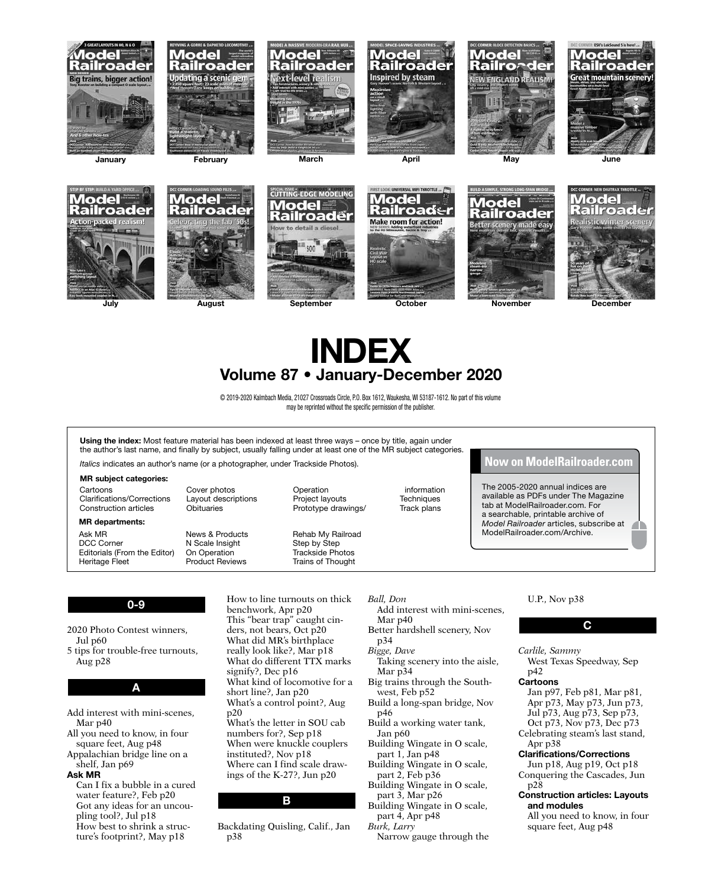January February March April May June

July August September October November December

# INDEX

## Volume 87 • January-December 2020

© 2019-2020 Kalmbach Media, 21027 Crossroads Circle, P.O. Box 1612, Waukesha, WI 53187-1612. No part of this volume may be reprinted without the specific permission of the publisher.

**Using the index:** Most feature material has been indexed at least three ways – once by title, again under the author's last name, and finally by subject, usually falling under at least one of the MR subject categories.

*Italics* indicates an author's name (or a photographer, under Trackside Photos).

**MR subject categories:**

Cartoons
Clarifications/Corrections
Construction articles
Cover photos
Layout descriptions
Obituaries
Operation
Project layouts
Prototype drawings/information
Techniques
Track plans

**MR departments:**

Ask MR
DCC Corner
Editorials (From the Editor)
Heritage Fleet
News & Products
N Scale Insight
On Operation
Product Reviews
Rehab My Railroad
Step by Step
Trackside Photos
Trains of Thought

**Now on ModelRailroader.com**

The 2005-2020 annual indices are available as PDFs under The Magazine tab at ModelRailroader.com. For a searchable, printable archive of *Model Railroader* articles, subscribe at ModelRailroader.com/Archive.

### 0-9

2020 Photo Contest winners, Jul p60
5 tips for trouble-free turnouts, Aug p28

### A

Add interest with mini-scenes, Mar p40
All you need to know, in four square feet, Aug p48
Appalachian bridge line on a shelf, Jan p69

**Ask MR**
Can I fix a bubble in a cured water feature?, Feb p20
Got any ideas for an uncoupling tool?, Jul p18
How best to shrink a structure's footprint?, May p18
How to line turnouts on thick benchwork, Apr p20
This "bear trap" caught cinders, not bears, Oct p20
What did MR's birthplace really look like?, Mar p18
What do different TTX marks signify?, Dec p16
What kind of locomotive for a short line?, Jan p20
What's a control point?, Aug p20
What's the letter in SOU cab numbers for?, Sep p18
When were knuckle couplers instituted?, Nov p18
Where can I find scale drawings of the K-27?, Jun p20

### B

Backdating Quisling, Calif., Jan p38
*Ball, Don*
Add interest with mini-scenes, Mar p40
Better hardshell scenery, Nov p34
*Bigge, Dave*
Taking scenery into the aisle, Mar p34
Big trains through the Southwest, Feb p52
Build a long-span bridge, Nov p46
Build a working water tank, Jan p60
Building Wingate in O scale, part 1, Jan p48
Building Wingate in O scale, part 2, Feb p36
Building Wingate in O scale, part 3, Mar p26
Building Wingate in O scale, part 4, Apr p48
*Burk, Larry*
Narrow gauge through the U.P., Nov p38

### C

*Carlile, Sammy*
West Texas Speedway, Sep p42

**Cartoons**
Jan p97, Feb p81, Mar p81, Apr p73, May p73, Jun p73, Jul p73, Aug p73, Sep p73, Oct p73, Nov p73, Dec p73
Celebrating steam's last stand, Apr p38

**Clarifications/Corrections**
Jun p18, Aug p19, Oct p18
Conquering the Cascades, Jun p28

**Construction articles: Layouts and modules**
All you need to know, in four square feet, Aug p48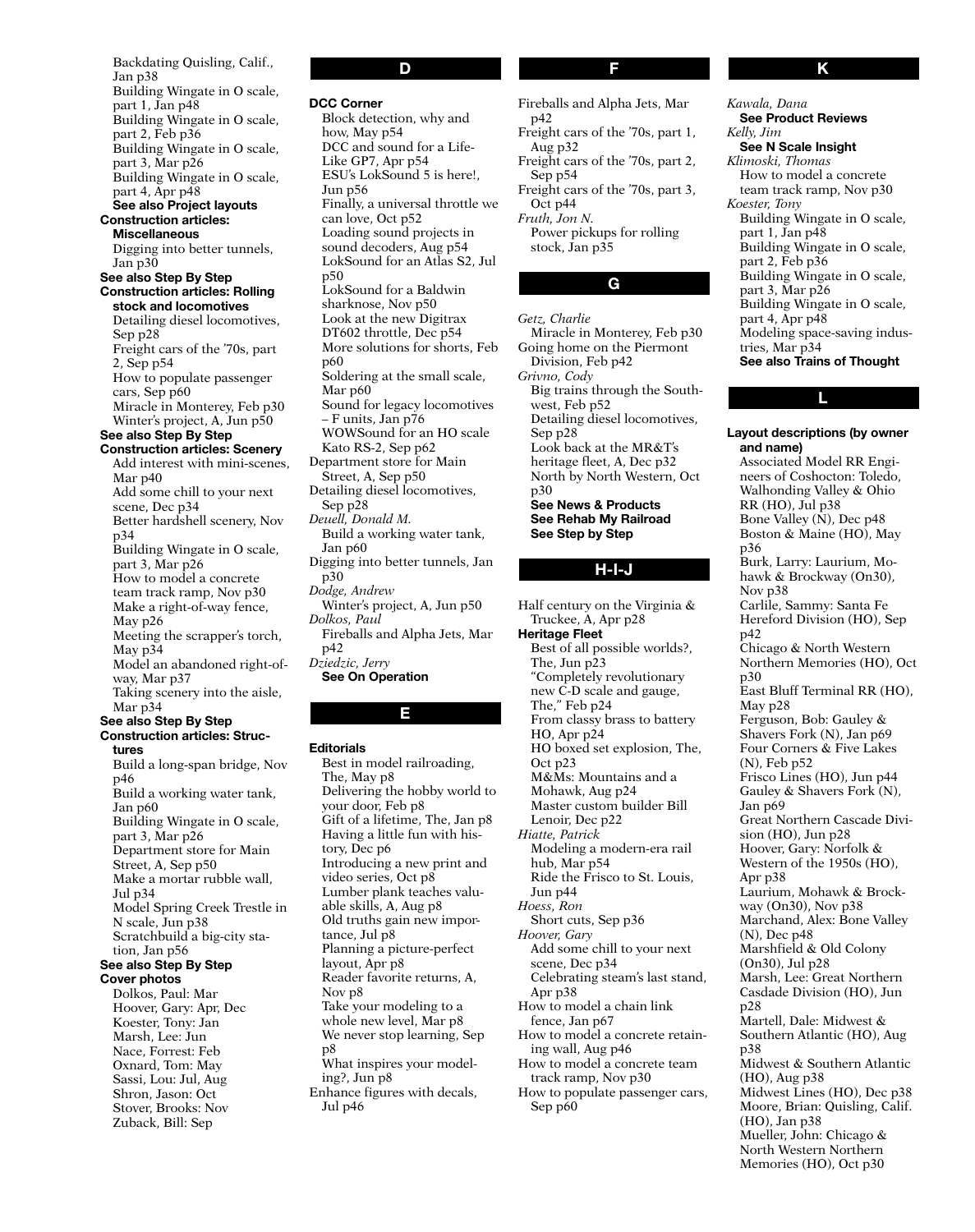Backdating Quisling, Calif., Jan p38
Building Wingate in O scale, part 1, Jan p48
Building Wingate in O scale, part 2, Feb p36
Building Wingate in O scale, part 3, Mar p26
Building Wingate in O scale, part 4, Apr p48
**See also Project layouts**

**Construction articles: Miscellaneous**
Digging into better tunnels, Jan p30
**See also Step By Step**

**Construction articles: Rolling stock and locomotives**
Detailing diesel locomotives, Sep p28
Freight cars of the '70s, part 2, Sep p54
How to populate passenger cars, Sep p60
Miracle in Monterey, Feb p30
Winter's project, A, Jun p50
**See also Step By Step**

**Construction articles: Scenery**
Add interest with mini-scenes, Mar p40
Add some chill to your next scene, Dec p34
Better hardshell scenery, Nov p34
Building Wingate in O scale, part 3, Mar p26
How to model a concrete team track ramp, Nov p30
Make a right-of-way fence, May p26
Meeting the scrapper's torch, May p34
Model an abandoned right-of-way, Mar p37
Taking scenery into the aisle, Mar p34
**See also Step By Step**

**Construction articles: Structures**
Build a long-span bridge, Nov p46
Build a working water tank, Jan p60
Building Wingate in O scale, part 3, Mar p26
Department store for Main Street, A, Sep p50
Make a mortar rubble wall, Jul p34
Model Spring Creek Trestle in N scale, Jun p38
Scratchbuild a big-city station, Jan p56
**See also Step By Step**

**Cover photos**
Dolkos, Paul: Mar
Hoover, Gary: Apr, Dec
Koester, Tony: Jan
Marsh, Lee: Jun
Nace, Forrest: Feb
Oxnard, Tom: May
Sassi, Lou: Jul, Aug
Shron, Jason: Oct
Stover, Brooks: Nov
Zuback, Bill: Sep

## D

**DCC Corner**
Block detection, why and how, May p54
DCC and sound for a Life-Like GP7, Apr p54
ESU's LokSound 5 is here!, Jun p56
Finally, a universal throttle we can love, Oct p52
Loading sound projects in sound decoders, Aug p54
LokSound for an Atlas S2, Jul p50
LokSound for a Baldwin sharknose, Nov p50
Look at the new Digitrax DT602 throttle, Dec p54
More solutions for shorts, Feb p60
Soldering at the small scale, Mar p60
Sound for legacy locomotives – F units, Jan p76
WOWSound for an HO scale Kato RS-2, Sep p62

Department store for Main Street, A, Sep p50
Detailing diesel locomotives, Sep p28

*Deuell, Donald M.*
Build a working water tank, Jan p60

Digging into better tunnels, Jan p30

*Dodge, Andrew*
Winter's project, A, Jun p50

*Dolkos, Paul*
Fireballs and Alpha Jets, Mar p42

*Dziedzic, Jerry*
**See On Operation**

## E

**Editorials**
Best in model railroading, The, May p8
Delivering the hobby world to your door, Feb p8
Gift of a lifetime, The, Jan p8
Having a little fun with history, Dec p6
Introducing a new print and video series, Oct p8
Lumber plank teaches valuable skills, A, Aug p8
Old truths gain new importance, Jul p8
Planning a picture-perfect layout, Apr p8
Reader favorite returns, A, Nov p8
Take your modeling to a whole new level, Mar p8
We never stop learning, Sep p8
What inspires your modeling?, Jun p8

Enhance figures with decals, Jul p46

## F

Fireballs and Alpha Jets, Mar p42
Freight cars of the '70s, part 1, Aug p32
Freight cars of the '70s, part 2, Sep p54
Freight cars of the '70s, part 3, Oct p44

*Fruth, Jon N.*
Power pickups for rolling stock, Jan p35

## G

*Getz, Charlie*
Miracle in Monterey, Feb p30

Going home on the Piermont Division, Feb p42

*Grivno, Cody*
Big trains through the Southwest, Feb p52
Detailing diesel locomotives, Sep p28
Look back at the MR&T's heritage fleet, A, Dec p32
North by North Western, Oct p30
**See News & Products**
**See Rehab My Railroad**
**See Step by Step**

## H-I-J

Half century on the Virginia & Truckee, A, Apr p28

**Heritage Fleet**
Best of all possible worlds?, The, Jun p23
"Completely revolutionary new C-D scale and gauge, The," Feb p24
From classy brass to battery HO, Apr p24
HO boxed set explosion, The, Oct p23
M&Ms: Mountains and a Mohawk, Aug p24
Master custom builder Bill Lenoir, Dec p22

*Hiatte, Patrick*
Modeling a modern-era rail hub, Mar p54
Ride the Frisco to St. Louis, Jun p44

*Hoess, Ron*
Short cuts, Sep p36

*Hoover, Gary*
Add some chill to your next scene, Dec p34
Celebrating steam's last stand, Apr p38

How to model a chain link fence, Jan p67
How to model a concrete retaining wall, Aug p46
How to model a concrete team track ramp, Nov p30
How to populate passenger cars, Sep p60

## K

*Kawala, Dana*
**See Product Reviews**

*Kelly, Jim*
**See N Scale Insight**

*Klimoski, Thomas*
How to model a concrete team track ramp, Nov p30

*Koester, Tony*
Building Wingate in O scale, part 1, Jan p48
Building Wingate in O scale, part 2, Feb p36
Building Wingate in O scale, part 3, Mar p26
Building Wingate in O scale, part 4, Apr p48
Modeling space-saving industries, Mar p34
**See also Trains of Thought**

## L

**Layout descriptions (by owner and name)**
Associated Model RR Engineers of Coshocton: Toledo, Walhonding Valley & Ohio RR (HO), Jul p38
Bone Valley (N), Dec p48
Boston & Maine (HO), May p36
Burk, Larry: Laurium, Mohawk & Brockway (On30), Nov p38
Carlile, Sammy: Santa Fe Hereford Division (HO), Sep p42
Chicago & North Western Northern Memories (HO), Oct p30
East Bluff Terminal RR (HO), May p28
Ferguson, Bob: Gauley & Shavers Fork (N), Jan p69
Four Corners & Five Lakes (N), Feb p52
Frisco Lines (HO), Jun p44
Gauley & Shavers Fork (N), Jan p69
Great Northern Cascade Division (HO), Jun p28
Hoover, Gary: Norfolk & Western of the 1950s (HO), Apr p38
Laurium, Mohawk & Brockway (On30), Nov p38
Marchand, Alex: Bone Valley (N), Dec p48
Marshfield & Old Colony (On30), Jul p28
Marsh, Lee: Great Northern Casdade Division (HO), Jun p28
Martell, Dale: Midwest & Southern Atlantic (HO), Aug p38
Midwest & Southern Atlantic (HO), Aug p38
Midwest Lines (HO), Dec p38
Moore, Brian: Quisling, Calif. (HO), Jan p38
Mueller, John: Chicago & North Western Northern Memories (HO), Oct p30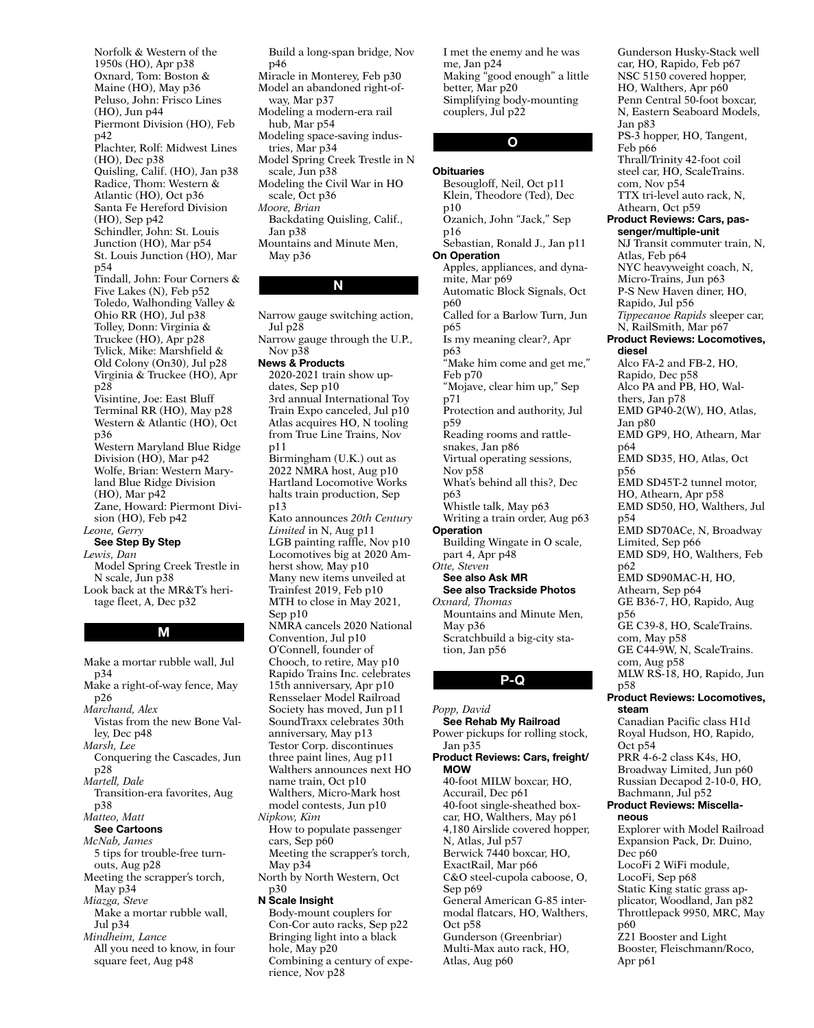Norfolk & Western of the 1950s (HO), Apr p38
Oxnard, Tom: Boston & Maine (HO), May p36
Peluso, John: Frisco Lines (HO), Jun p44
Piermont Division (HO), Feb p42
Plachter, Rolf: Midwest Lines (HO), Dec p38
Quisling, Calif. (HO), Jan p38
Radice, Thom: Western & Atlantic (HO), Oct p36
Santa Fe Hereford Division (HO), Sep p42
Schindler, John: St. Louis Junction (HO), Mar p54
St. Louis Junction (HO), Mar p54
Tindall, John: Four Corners & Five Lakes (N), Feb p52
Toledo, Walhonding Valley & Ohio RR (HO), Jul p38
Tolley, Donn: Virginia & Truckee (HO), Apr p28
Tylick, Mike: Marshfield & Old Colony (On30), Jul p28
Virginia & Truckee (HO), Apr p28
Visintine, Joe: East Bluff Terminal RR (HO), May p28
Western & Atlantic (HO), Oct p36
Western Maryland Blue Ridge Division (HO), Mar p42
Wolfe, Brian: Western Maryland Blue Ridge Division (HO), Mar p42
Zane, Howard: Piermont Division (HO), Feb p42

*Leone, Gerry*
**See Step By Step**

*Lewis, Dan*
Model Spring Creek Trestle in N scale, Jun p38

Look back at the MR&T's heritage fleet, A, Dec p32

## M

Make a mortar rubble wall, Jul p34
Make a right-of-way fence, May p26

*Marchand, Alex*
Vistas from the new Bone Valley, Dec p48

*Marsh, Lee*
Conquering the Cascades, Jun p28

*Martell, Dale*
Transition-era favorites, Aug p38

*Matteo, Matt*
**See Cartoons**

*McNab, James*
5 tips for trouble-free turnouts, Aug p28

Meeting the scrapper's torch, May p34

*Miazga, Steve*
Make a mortar rubble wall, Jul p34

*Mindheim, Lance*
All you need to know, in four square feet, Aug p48
Build a long-span bridge, Nov p46

Miracle in Monterey, Feb p30
Model an abandoned right-of-way, Mar p37
Modeling a modern-era rail hub, Mar p54
Modeling space-saving industries, Mar p34
Model Spring Creek Trestle in N scale, Jun p38
Modeling the Civil War in HO scale, Oct p36

*Moore, Brian*
Backdating Quisling, Calif., Jan p38

Mountains and Minute Men, May p36

## N

Narrow gauge switching action, Jul p28
Narrow gauge through the U.P., Nov p38

**News & Products**
2020-2021 train show updates, Sep p10
3rd annual International Toy Train Expo canceled, Jul p10
Atlas acquires HO, N tooling from True Line Trains, Nov p11
Birmingham (U.K.) out as 2022 NMRA host, Aug p10
Hartland Locomotive Works halts train production, Sep p13
Kato announces *20th Century Limited* in N, Aug p11
LGB painting raffle, Nov p10
Locomotives big at 2020 Amherst show, May p10
Many new items unveiled at Trainfest 2019, Feb p10
MTH to close in May 2021, Sep p10
NMRA cancels 2020 National Convention, Jul p10
O'Connell, founder of Chooch, to retire, May p10
Rapido Trains Inc. celebrates 15th anniversary, Apr p10
Rensselaer Model Railroad Society has moved, Jun p11
SoundTraxx celebrates 30th anniversary, May p13
Testor Corp. discontinues three paint lines, Aug p11
Walthers announces next HO name train, Oct p10
Walthers, Micro-Mark host model contests, Jun p10

*Nipkow, Kim*
How to populate passenger cars, Sep p60
Meeting the scrapper's torch, May p34

North by North Western, Oct p30

**N Scale Insight**
Body-mount couplers for Con-Cor auto racks, Sep p22
Bringing light into a black hole, May p20
Combining a century of experience, Nov p28
I met the enemy and he was me, Jan p24
Making "good enough" a little better, Mar p20
Simplifying body-mounting couplers, Jul p22

## O

**Obituaries**
Besougloff, Neil, Oct p11
Klein, Theodore (Ted), Dec p10
Ozanich, John "Jack," Sep p16
Sebastian, Ronald J., Jan p11

**On Operation**
Apples, appliances, and dynamite, Mar p69
Automatic Block Signals, Oct p60
Called for a Barlow Turn, Jun p65
Is my meaning clear?, Apr p63
"Make him come and get me," Feb p70
"Mojave, clear him up," Sep p71
Protection and authority, Jul p59
Reading rooms and rattlesnakes, Jan p86
Virtual operating sessions, Nov p58
What's behind all this?, Dec p63
Whistle talk, May p63
Writing a train order, Aug p63

**Operation**
Building Wingate in O scale, part 4, Apr p48

*Otte, Steven*
**See also Ask MR**
**See also Trackside Photos**

*Oxnard, Thomas*
Mountains and Minute Men, May p36
Scratchbuild a big-city station, Jan p56

## P-Q

*Popp, David*
**See Rehab My Railroad**

Power pickups for rolling stock, Jan p35

**Product Reviews: Cars, freight/MOW**
40-foot MILW boxcar, HO, Accurail, Dec p61
40-foot single-sheathed boxcar, HO, Walthers, May p61
4,180 Airslide covered hopper, N, Atlas, Jul p57
Berwick 7440 boxcar, HO, ExactRail, Mar p66
C&O steel-cupola caboose, O, Sep p69
General American G-85 intermodal flatcars, HO, Walthers, Oct p58
Gunderson (Greenbriar) Multi-Max auto rack, HO, Atlas, Aug p60
Gunderson Husky-Stack well car, HO, Rapido, Feb p67
NSC 5150 covered hopper, HO, Walthers, Apr p60
Penn Central 50-foot boxcar, N, Eastern Seaboard Models, Jan p83
PS-3 hopper, HO, Tangent, Feb p66
Thrall/Trinity 42-foot coil steel car, HO, ScaleTrains.com, Nov p54
TTX tri-level auto rack, N, Athearn, Oct p59

**Product Reviews: Cars, passenger/multiple-unit**
NJ Transit commuter train, N, Atlas, Feb p64
NYC heavyweight coach, N, Micro-Trains, Jun p63
P-S New Haven diner, HO, Rapido, Jul p56
*Tippecanoe Rapids* sleeper car, N, RailSmith, Mar p67

**Product Reviews: Locomotives, diesel**
Alco FA-2 and FB-2, HO, Rapido, Dec p58
Alco PA and PB, HO, Walthers, Jan p78
EMD GP40-2(W), HO, Atlas, Jan p80
EMD GP9, HO, Athearn, Mar p64
EMD SD35, HO, Atlas, Oct p56
EMD SD45T-2 tunnel motor, HO, Athearn, Apr p58
EMD SD50, HO, Walthers, Jul p54
EMD SD70ACe, N, Broadway Limited, Sep p66
EMD SD9, HO, Walthers, Feb p62
EMD SD90MAC-H, HO, Athearn, Sep p64
GE B36-7, HO, Rapido, Aug p56
GE C39-8, HO, ScaleTrains.com, May p58
GE C44-9W, N, ScaleTrains.com, Aug p58
MLW RS-18, HO, Rapido, Jun p58

**Product Reviews: Locomotives, steam**
Canadian Pacific class H1d Royal Hudson, HO, Rapido, Oct p54
PRR 4-6-2 class K4s, HO, Broadway Limited, Jun p60
Russian Decapod 2-10-0, HO, Bachmann, Jul p52

**Product Reviews: Miscellaneous**
Explorer with Model Railroad Expansion Pack, Dr. Duino, Dec p60
LocoFi 2 WiFi module, LocoFi, Sep p68
Static King static grass applicator, Woodland, Jan p82
Throttlepack 9950, MRC, May p60
Z21 Booster and Light Booster, Fleischmann/Roco, Apr p61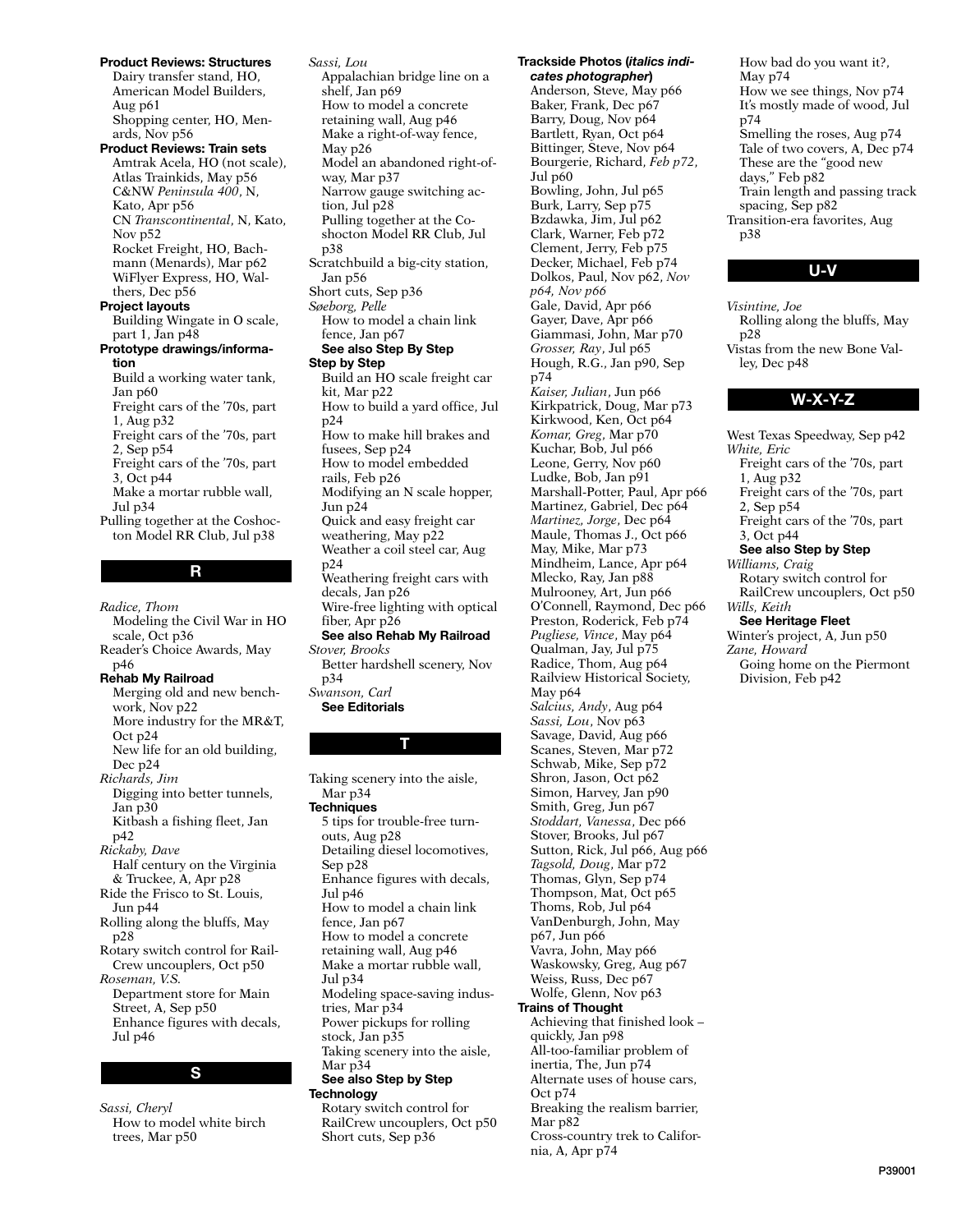**Product Reviews: Structures**

Dairy transfer stand, HO, American Model Builders, Aug p61

Shopping center, HO, Menards, Nov p56

**Product Reviews: Train sets**

Amtrak Acela, HO (not scale), Atlas Trainkids, May p56

C&NW *Peninsula 400*, N, Kato, Apr p56

CN *Transcontinental*, N, Kato, Nov p52

Rocket Freight, HO, Bachmann (Menards), Mar p62

WiFlyer Express, HO, Walthers, Dec p56

**Project layouts**

Building Wingate in O scale, part 1, Jan p48

**Prototype drawings/information**

Build a working water tank, Jan p60

Freight cars of the '70s, part 1, Aug p32

Freight cars of the '70s, part 2, Sep p54

Freight cars of the '70s, part 3, Oct p44

Make a mortar rubble wall, Jul p34

Pulling together at the Coshocton Model RR Club, Jul p38

## R

*Radice, Thom*

Modeling the Civil War in HO scale, Oct p36

Reader's Choice Awards, May p46

**Rehab My Railroad**

Merging old and new benchwork, Nov p22

More industry for the MR&T, Oct p24

New life for an old building, Dec p24

*Richards, Jim*

Digging into better tunnels, Jan p30

Kitbash a fishing fleet, Jan p42

*Rickaby, Dave*

Half century on the Virginia & Truckee, A, Apr p28

Ride the Frisco to St. Louis, Jun p44

Rolling along the bluffs, May p28

Rotary switch control for RailCrew uncouplers, Oct p50

*Roseman, V.S.*

Department store for Main Street, A, Sep p50

Enhance figures with decals, Jul p46

## S

*Sassi, Cheryl*

How to model white birch trees, Mar p50

*Sassi, Lou*

Appalachian bridge line on a shelf, Jan p69

How to model a concrete retaining wall, Aug p46

Make a right-of-way fence, May p26

Model an abandoned right-of-way, Mar p37

Narrow gauge switching action, Jul p28

Pulling together at the Coshocton Model RR Club, Jul p38

Scratchbuild a big-city station, Jan p56

Short cuts, Sep p36

*Søeborg, Pelle*

How to model a chain link fence, Jan p67

**See also Step By Step**

**Step by Step**

Build an HO scale freight car kit, Mar p22

How to build a yard office, Jul p24

How to make hill brakes and fusees, Sep p24

How to model embedded rails, Feb p26

Modifying an N scale hopper, Jun p24

Quick and easy freight car weathering, May p22

Weather a coil steel car, Aug p24

Weathering freight cars with decals, Jan p26

Wire-free lighting with optical fiber, Apr p26

**See also Rehab My Railroad**

*Stover, Brooks*

Better hardshell scenery, Nov p34

*Swanson, Carl*

**See Editorials**

## T

Taking scenery into the aisle, Mar p34

**Techniques**

5 tips for trouble-free turnouts, Aug p28

Detailing diesel locomotives, Sep p28

Enhance figures with decals, Jul p46

How to model a chain link fence, Jan p67

How to model a concrete retaining wall, Aug p46

Make a mortar rubble wall, Jul p34

Modeling space-saving industries, Mar p34

Power pickups for rolling stock, Jan p35

Taking scenery into the aisle, Mar p34

**See also Step by Step**

**Technology**

Rotary switch control for RailCrew uncouplers, Oct p50

Short cuts, Sep p36

**Trackside Photos (*italics indicates photographer*)**

Anderson, Steve, May p66

Baker, Frank, Dec p67

Barry, Doug, Nov p64

Bartlett, Ryan, Oct p64

Bittinger, Steve, Nov p64

Bourgerie, Richard, *Feb p72*, Jul p60

Bowling, John, Jul p65

Burk, Larry, Sep p75

Bzdawka, Jim, Jul p62

Clark, Warner, Feb p72

Clement, Jerry, Feb p75

Decker, Michael, Feb p74

Dolkos, Paul, Nov p62, *Nov p64, Nov p66*

Gale, David, Apr p66

Gayer, Dave, Apr p66

Giammasi, John, Mar p70

*Grosser, Ray*, Jul p65

Hough, R.G., Jan p90, Sep p74

*Kaiser, Julian*, Jun p66

Kirkpatrick, Doug, Mar p73

Kirkwood, Ken, Oct p64

*Komar, Greg*, Mar p70

Kuchar, Bob, Jul p66

Leone, Gerry, Nov p60

Ludke, Bob, Jan p91

Marshall-Potter, Paul, Apr p66

Martinez, Gabriel, Dec p64

*Martinez, Jorge*, Dec p64

Maule, Thomas J., Oct p66

May, Mike, Mar p73

Mindheim, Lance, Apr p64

Mlecko, Ray, Jan p88

Mulrooney, Art, Jun p66

O'Connell, Raymond, Dec p66

Preston, Roderick, Feb p74

*Pugliese, Vince*, May p64

Qualman, Jay, Jul p75

Radice, Thom, Aug p64

Railview Historical Society, May p64

*Salcius, Andy*, Aug p64

*Sassi, Lou*, Nov p63

Savage, David, Aug p66

Scanes, Steven, Mar p72

Schwab, Mike, Sep p72

Shron, Jason, Oct p62

Simon, Harvey, Jan p90

Smith, Greg, Jun p67

*Stoddart, Vanessa*, Dec p66

Stover, Brooks, Jul p67

Sutton, Rick, Jul p66, Aug p66

*Tagsold, Doug*, Mar p72

Thomas, Glyn, Sep p74

Thompson, Mat, Oct p65

Thoms, Rob, Jul p64

VanDenburgh, John, May p67, Jun p66

Vavra, John, May p66

Waskowsky, Greg, Aug p67

Weiss, Russ, Dec p67

Wolfe, Glenn, Nov p63

**Trains of Thought**

Achieving that finished look – quickly, Jan p98

All-too-familiar problem of inertia, The, Jun p74

Alternate uses of house cars, Oct p74

Breaking the realism barrier, Mar p82

Cross-country trek to California, A, Apr p74

How bad do you want it?, May p74

How we see things, Nov p74

It's mostly made of wood, Jul p74

Smelling the roses, Aug p74

Tale of two covers, A, Dec p74

These are the "good new days," Feb p82

Train length and passing track spacing, Sep p82

Transition-era favorites, Aug p38

## U-V

*Visintine, Joe*

Rolling along the bluffs, May p28

Vistas from the new Bone Valley, Dec p48

## W-X-Y-Z

West Texas Speedway, Sep p42

*White, Eric*

Freight cars of the '70s, part 1, Aug p32

Freight cars of the '70s, part 2, Sep p54

Freight cars of the '70s, part 3, Oct p44

**See also Step by Step**

*Williams, Craig*

Rotary switch control for RailCrew uncouplers, Oct p50

*Wills, Keith*

**See Heritage Fleet**

Winter's project, A, Jun p50

*Zane, Howard*

Going home on the Piermont Division, Feb p42

P39001